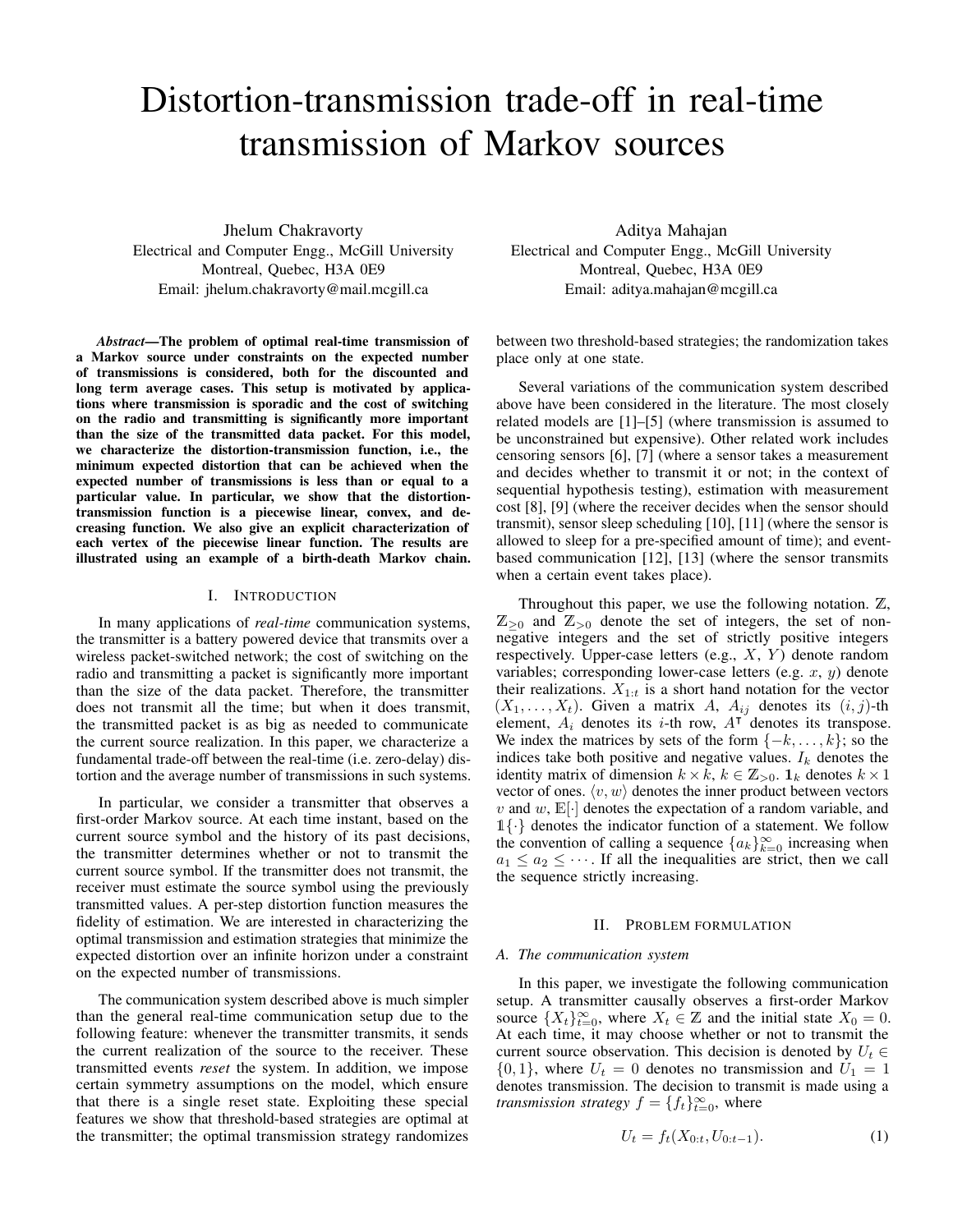# Distortion-transmission trade-off in real-time transmission of Markov sources

Jhelum Chakravorty
Electrical and Computer Engg., McGill University
Montreal, Quebec, H3A 0E9
Email: jhelum.chakravorty@mail.mcgill.ca

Aditya Mahajan
Electrical and Computer Engg., McGill University
Montreal, Quebec, H3A 0E9
Email: aditya.mahajan@mcgill.ca

***Abstract*—The problem of optimal real-time transmission of a Markov source under constraints on the expected number of transmissions is considered, both for the discounted and long term average cases. This setup is motivated by applications where transmission is sporadic and the cost of switching on the radio and transmitting is significantly more important than the size of the transmitted data packet. For this model, we characterize the distortion-transmission function, i.e., the minimum expected distortion that can be achieved when the expected number of transmissions is less than or equal to a particular value. In particular, we show that the distortion-transmission function is a piecewise linear, convex, and decreasing function. We also give an explicit characterization of each vertex of the piecewise linear function. The results are illustrated using an example of a birth-death Markov chain.**

## I. Introduction

In many applications of *real-time* communication systems, the transmitter is a battery powered device that transmits over a wireless packet-switched network; the cost of switching on the radio and transmitting a packet is significantly more important than the size of the data packet. Therefore, the transmitter does not transmit all the time; but when it does transmit, the transmitted packet is as big as needed to communicate the current source realization. In this paper, we characterize a fundamental trade-off between the real-time (i.e. zero-delay) distortion and the average number of transmissions in such systems.

In particular, we consider a transmitter that observes a first-order Markov source. At each time instant, based on the current source symbol and the history of its past decisions, the transmitter determines whether or not to transmit the current source symbol. If the transmitter does not transmit, the receiver must estimate the source symbol using the previously transmitted values. A per-step distortion function measures the fidelity of estimation. We are interested in characterizing the optimal transmission and estimation strategies that minimize the expected distortion over an infinite horizon under a constraint on the expected number of transmissions.

The communication system described above is much simpler than the general real-time communication setup due to the following feature: whenever the transmitter transmits, it sends the current realization of the source to the receiver. These transmitted events *reset* the system. In addition, we impose certain symmetry assumptions on the model, which ensure that there is a single reset state. Exploiting these special features we show that threshold-based strategies are optimal at the transmitter; the optimal transmission strategy randomizes between two threshold-based strategies; the randomization takes place only at one state.

Several variations of the communication system described above have been considered in the literature. The most closely related models are [1]–[5] (where transmission is assumed to be unconstrained but expensive). Other related work includes censoring sensors [6], [7] (where a sensor takes a measurement and decides whether to transmit it or not; in the context of sequential hypothesis testing), estimation with measurement cost [8], [9] (where the receiver decides when the sensor should transmit), sensor sleep scheduling [10], [11] (where the sensor is allowed to sleep for a pre-specified amount of time); and event-based communication [12], [13] (where the sensor transmits when a certain event takes place).

Throughout this paper, we use the following notation. $\mathbb{Z}$, $\mathbb{Z}_{\geq 0}$ and $\mathbb{Z}_{>0}$ denote the set of integers, the set of non-negative integers and the set of strictly positive integers respectively. Upper-case letters (e.g., $X$, $Y$) denote random variables; corresponding lower-case letters (e.g. $x$, $y$) denote their realizations. $X_{1:t}$ is a short hand notation for the vector $(X_1, \dots, X_t)$. Given a matrix $A$, $A_{ij}$ denotes its $(i, j)$-th element, $A_i$ denotes its $i$-th row, $A^\intercal$ denotes its transpose. We index the matrices by sets of the form $\{-k, \dots, k\}$; so the indices take both positive and negative values. $I_k$ denotes the identity matrix of dimension $k \times k$, $k \in \mathbb{Z}_{>0}$. $\mathbf{1}_k$ denotes $k \times 1$ vector of ones. $\langle v, w \rangle$ denotes the inner product between vectors $v$ and $w$, $\mathbb{E}[\cdot]$ denotes the expectation of a random variable, and $\mathbb{1}\{\cdot\}$ denotes the indicator function of a statement. We follow the convention of calling a sequence $\{a_k\}_{k=0}^{\infty}$ increasing when $a_1 \leq a_2 \leq \cdots$. If all the inequalities are strict, then we call the sequence strictly increasing.

## II. Problem formulation

### A. The communication system

In this paper, we investigate the following communication setup. A transmitter causally observes a first-order Markov source $\{X_t\}_{t=0}^{\infty}$, where $X_t \in \mathbb{Z}$ and the initial state $X_0 = 0$. At each time, it may choose whether or not to transmit the current source observation. This decision is denoted by $U_t \in \{0, 1\}$, where $U_t = 0$ denotes no transmission and $U_1 = 1$ denotes transmission. The decision to transmit is made using a *transmission strategy* $f = \{f_t\}_{t=0}^{\infty}$, where

$$U_t = f_t(X_{0:t}, U_{0:t-1}). \tag{1}$$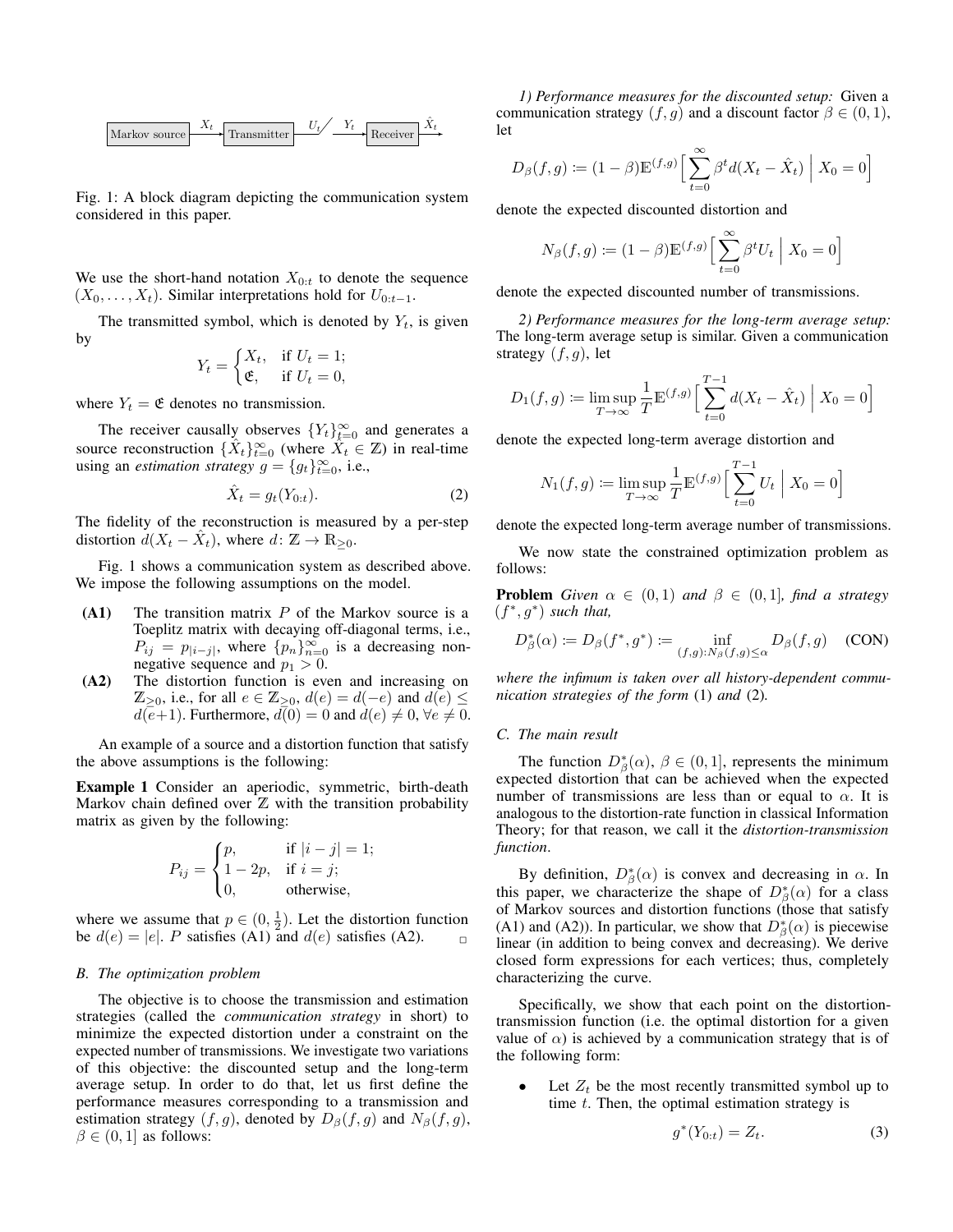Markov source $\xrightarrow{X_t}$ Transmitter $\xrightarrow{U_t}$ / $\xrightarrow{Y_t}$ Receiver $\xrightarrow{\hat{X}_t}$

Fig. 1: A block diagram depicting the communication system considered in this paper.

We use the short-hand notation $X_{0:t}$ to denote the sequence $(X_0, \dots, X_t)$. Similar interpretations hold for $U_{0:t-1}$.

The transmitted symbol, which is denoted by $Y_t$, is given by

$$Y_t = \begin{cases} X_t, & \text{if } U_t = 1; \\ \mathfrak{E}, & \text{if } U_t = 0, \end{cases}$$

where $Y_t = \mathfrak{E}$ denotes no transmission.

The receiver causally observes $\{Y_t\}_{t=0}^{\infty}$ and generates a source reconstruction $\{\hat{X}_t\}_{t=0}^{\infty}$ (where $\hat{X}_t \in \mathbb{Z}$) in real-time using an *estimation strategy* $g = \{g_t\}_{t=0}^{\infty}$, i.e.,

$$\hat{X}_t = g_t(Y_{0:t}). \tag{2}$$

The fidelity of the reconstruction is measured by a per-step distortion $d(X_t - \hat{X}_t)$, where $d \colon \mathbb{Z} \to \mathbb{R}_{\geq 0}$.

Fig. 1 shows a communication system as described above. We impose the following assumptions on the model.

- **(A1)** The transition matrix $P$ of the Markov source is a Toeplitz matrix with decaying off-diagonal terms, i.e., $P_{ij} = p_{|i-j|}$, where $\{p_n\}_{n=0}^{\infty}$ is a decreasing non-negative sequence and $p_1 > 0$.
- **(A2)** The distortion function is even and increasing on $\mathbb{Z}_{\geq 0}$, i.e., for all $e \in \mathbb{Z}_{\geq 0}$, $d(e) = d(-e)$ and $d(e) \leq d(e+1)$. Furthermore, $d(0) = 0$ and $d(e) \neq 0$, $\forall e \neq 0$.

An example of a source and a distortion function that satisfy the above assumptions is the following:

**Example 1** Consider an aperiodic, symmetric, birth-death Markov chain defined over $\mathbb{Z}$ with the transition probability matrix as given by the following:

$$P_{ij} = \begin{cases} p, & \text{if } |i-j| = 1; \\ 1 - 2p, & \text{if } i = j; \\ 0, & \text{otherwise,} \end{cases}$$

where we assume that $p \in (0, \frac{1}{2})$. Let the distortion function be $d(e) = |e|$. $P$ satisfies (A1) and $d(e)$ satisfies (A2). □

### B. The optimization problem

The objective is to choose the transmission and estimation strategies (called the *communication strategy* in short) to minimize the expected distortion under a constraint on the expected number of transmissions. We investigate two variations of this objective: the discounted setup and the long-term average setup. In order to do that, let us first define the performance measures corresponding to a transmission and estimation strategy $(f, g)$, denoted by $D_\beta(f, g)$ and $N_\beta(f, g)$, $\beta \in (0, 1]$ as follows:

*1) Performance measures for the discounted setup:* Given a communication strategy $(f, g)$ and a discount factor $\beta \in (0, 1)$, let

$$D_\beta(f, g) \coloneqq (1 - \beta) \mathbb{E}^{(f,g)} \Big[ \sum_{t=0}^{\infty} \beta^t d(X_t - \hat{X}_t) \;\Big|\; X_0 = 0 \Big]$$

denote the expected discounted distortion and

$$N_\beta(f, g) \coloneqq (1 - \beta) \mathbb{E}^{(f,g)} \Big[ \sum_{t=0}^{\infty} \beta^t U_t \;\Big|\; X_0 = 0 \Big]$$

denote the expected discounted number of transmissions.

*2) Performance measures for the long-term average setup:* The long-term average setup is similar. Given a communication strategy $(f, g)$, let

$$D_1(f, g) \coloneqq \limsup_{T \to \infty} \frac{1}{T} \mathbb{E}^{(f,g)} \Big[ \sum_{t=0}^{T-1} d(X_t - \hat{X}_t) \;\Big|\; X_0 = 0 \Big]$$

denote the expected long-term average distortion and

$$N_1(f, g) \coloneqq \limsup_{T \to \infty} \frac{1}{T} \mathbb{E}^{(f,g)} \Big[ \sum_{t=0}^{T-1} U_t \;\Big|\; X_0 = 0 \Big]$$

denote the expected long-term average number of transmissions.

We now state the constrained optimization problem as follows:

**Problem** *Given $\alpha \in (0, 1)$ and $\beta \in (0, 1]$, find a strategy $(f^*, g^*)$ such that,*

$$D^*_\beta(\alpha) \coloneqq D_\beta(f^*, g^*) \coloneqq \inf_{(f,g) : N_\beta(f,g) \leq \alpha} D_\beta(f, g) \tag{CON}$$

*where the infimum is taken over all history-dependent communication strategies of the form* (1) *and* (2).

### C. The main result

The function $D^*_\beta(\alpha)$, $\beta \in (0, 1]$, represents the minimum expected distortion that can be achieved when the expected number of transmissions are less than or equal to $\alpha$. It is analogous to the distortion-rate function in classical Information Theory; for that reason, we call it the *distortion-transmission function*.

By definition, $D^*_\beta(\alpha)$ is convex and decreasing in $\alpha$. In this paper, we characterize the shape of $D^*_\beta(\alpha)$ for a class of Markov sources and distortion functions (those that satisfy (A1) and (A2)). In particular, we show that $D^*_\beta(\alpha)$ is piecewise linear (in addition to being convex and decreasing). We derive closed form expressions for each vertices; thus, completely characterizing the curve.

Specifically, we show that each point on the distortion-transmission function (i.e. the optimal distortion for a given value of $\alpha$) is achieved by a communication strategy that is of the following form:

- Let $Z_t$ be the most recently transmitted symbol up to time $t$. Then, the optimal estimation strategy is

$$g^*(Y_{0:t}) = Z_t. \tag{3}$$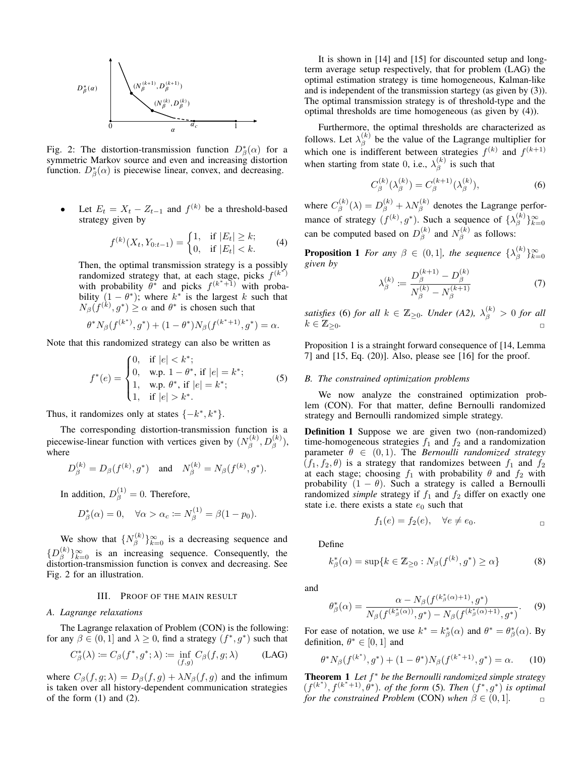Fig. 2: The distortion-transmission function $D^*_\beta(\alpha)$ for a symmetric Markov source and even and increasing distortion function. $D^*_\beta(\alpha)$ is piecewise linear, convex, and decreasing.

- Let $E_t = X_t - Z_{t-1}$ and $f^{(k)}$ be a threshold-based strategy given by

$$f^{(k)}(X_t, Y_{0:t-1}) = \begin{cases} 1, & \text{if } |E_t| \geq k; \\ 0, & \text{if } |E_t| < k. \end{cases} \tag{4}$$

  Then, the optimal transmission strategy is a possibly randomized strategy that, at each stage, picks $f^{(k^*)}$ with probability $\theta^*$ and picks $f^{(k^*+1)}$ with probability $(1-\theta^*)$; where $k^*$ is the largest $k$ such that $N_\beta(f^{(k)}, g^*) \geq \alpha$ and $\theta^*$ is chosen such that

$$\theta^* N_\beta(f^{(k^*)}, g^*) + (1-\theta^*) N_\beta(f^{(k^*+1)}, g^*) = \alpha.$$

Note that this randomized strategy can also be written as

$$f^*(e) = \begin{cases} 0, & \text{if } |e| < k^*; \\ 0, & \text{w.p. } 1-\theta^*, \text{ if } |e| = k^*; \\ 1, & \text{w.p. } \theta^*, \text{ if } |e| = k^*; \\ 1, & \text{if } |e| > k^*. \end{cases} \tag{5}$$

Thus, it randomizes only at states $\{-k^*, k^*\}$.

The corresponding distortion-transmission function is a piecewise-linear function with vertices given by $(N^{(k)}_\beta, D^{(k)}_\beta)$, where

$$D^{(k)}_\beta = D_\beta(f^{(k)}, g^*) \quad \text{and} \quad N^{(k)}_\beta = N_\beta(f^{(k)}, g^*).$$

In addition, $D^{(1)}_\beta = 0$. Therefore,

$$D^*_\beta(\alpha) = 0, \quad \forall \alpha > \alpha_c := N^{(1)}_\beta = \beta(1-p_0).$$

We show that $\{N^{(k)}_\beta\}_{k=0}^\infty$ is a decreasing sequence and $\{D^{(k)}_\beta\}_{k=0}^\infty$ is an increasing sequence. Consequently, the distortion-transmission function is convex and decreasing. See Fig. 2 for an illustration.

## III. Proof of the main result

### A. Lagrange relaxations

The Lagrange relaxation of Problem (CON) is the following: for any $\beta \in (0,1]$ and $\lambda \geq 0$, find a strategy $(f^*, g^*)$ such that

$$C^*_\beta(\lambda) := C_\beta(f^*, g^*; \lambda) := \inf_{(f,g)} C_\beta(f, g; \lambda) \tag{LAG}$$

where $C_\beta(f, g; \lambda) = D_\beta(f, g) + \lambda N_\beta(f, g)$ and the infimum is taken over all history-dependent communication strategies of the form (1) and (2).

It is shown in [14] and [15] for discounted setup and long-term average setup respectively, that for problem (LAG) the optimal estimation strategy is time homogeneous, Kalman-like and is independent of the transmission startegy (as given by (3)). The optimal transmission strategy is of threshold-type and the optimal thresholds are time homogeneous (as given by (4)).

Furthermore, the optimal thresholds are characterized as follows. Let $\lambda^{(k)}_\beta$ be the value of the Lagrange multiplier for which one is indifferent between strategies $f^{(k)}$ and $f^{(k+1)}$ when starting from state 0, i.e., $\lambda^{(k)}_\beta$ is such that

$$C^{(k)}_\beta(\lambda^{(k)}_\beta) = C^{(k+1)}_\beta(\lambda^{(k)}_\beta), \tag{6}$$

where $C^{(k)}_\beta(\lambda) = D^{(k)}_\beta + \lambda N^{(k)}_\beta$ denotes the Lagrange performance of strategy $(f^{(k)}, g^*)$. Such a sequence of $\{\lambda^{(k)}_\beta\}_{k=0}^\infty$ can be computed based on $D^{(k)}_\beta$ and $N^{(k)}_\beta$ as follows:

**Proposition 1** *For any $\beta \in (0,1]$, the sequence $\{\lambda^{(k)}_\beta\}_{k=0}^\infty$ given by*

$$\lambda^{(k)}_\beta := \frac{D^{(k+1)}_\beta - D^{(k)}_\beta}{N^{(k)}_\beta - N^{(k+1)}_\beta} \tag{7}$$

*satisfies* (6) *for all $k \in \mathbb{Z}_{\geq 0}$. Under (A2), $\lambda^{(k)}_\beta > 0$ for all $k \in \mathbb{Z}_{\geq 0}$.* □

Proposition 1 is a strainght forward consequence of [14, Lemma 7] and [15, Eq. (20)]. Also, please see [16] for the proof.

### B. The constrained optimization problems

We now analyze the constrained optimization problem (CON). For that matter, define Bernoulli randomized strategy and Bernoulli randomized simple strategy.

**Definition 1** Suppose we are given two (non-randomized) time-homogeneous strategies $f_1$ and $f_2$ and a randomization parameter $\theta \in (0,1)$. The *Bernoulli randomized strategy* $(f_1, f_2, \theta)$ is a strategy that randomizes between $f_1$ and $f_2$ at each stage; choosing $f_1$ with probability $\theta$ and $f_2$ with probability $(1-\theta)$. Such a strategy is called a Bernoulli randomized *simple* strategy if $f_1$ and $f_2$ differ on exactly one state i.e. there exists a state $e_0$ such that

$$f_1(e) = f_2(e), \quad \forall e \neq e_0.$$

□

Define

$$k^*_\beta(\alpha) = \sup\{k \in \mathbb{Z}_{\geq 0} : N_\beta(f^{(k)}, g^*) \geq \alpha\} \tag{8}$$

and

$$\theta^*_\beta(\alpha) = \frac{\alpha - N_\beta(f^{(k^*_\beta(\alpha)+1)}, g^*)}{N_\beta(f^{(k^*_\beta(\alpha))}, g^*) - N_\beta(f^{(k^*_\beta(\alpha)+1)}, g^*)}. \tag{9}$$

For ease of notation, we use $k^* = k^*_\beta(\alpha)$ and $\theta^* = \theta^*_\beta(\alpha)$. By definition, $\theta^* \in [0,1]$ and

$$\theta^* N_\beta(f^{(k^*)}, g^*) + (1-\theta^*) N_\beta(f^{(k^*+1)}, g^*) = \alpha. \tag{10}$$

**Theorem 1** *Let $f^*$ be the Bernoulli randomized simple strategy $(f^{(k^*)}, f^{(k^*+1)}, \theta^*)$. of the form* (5)*. Then $(f^*, g^*)$ is optimal for the constrained Problem* (CON) *when $\beta \in (0,1]$.* □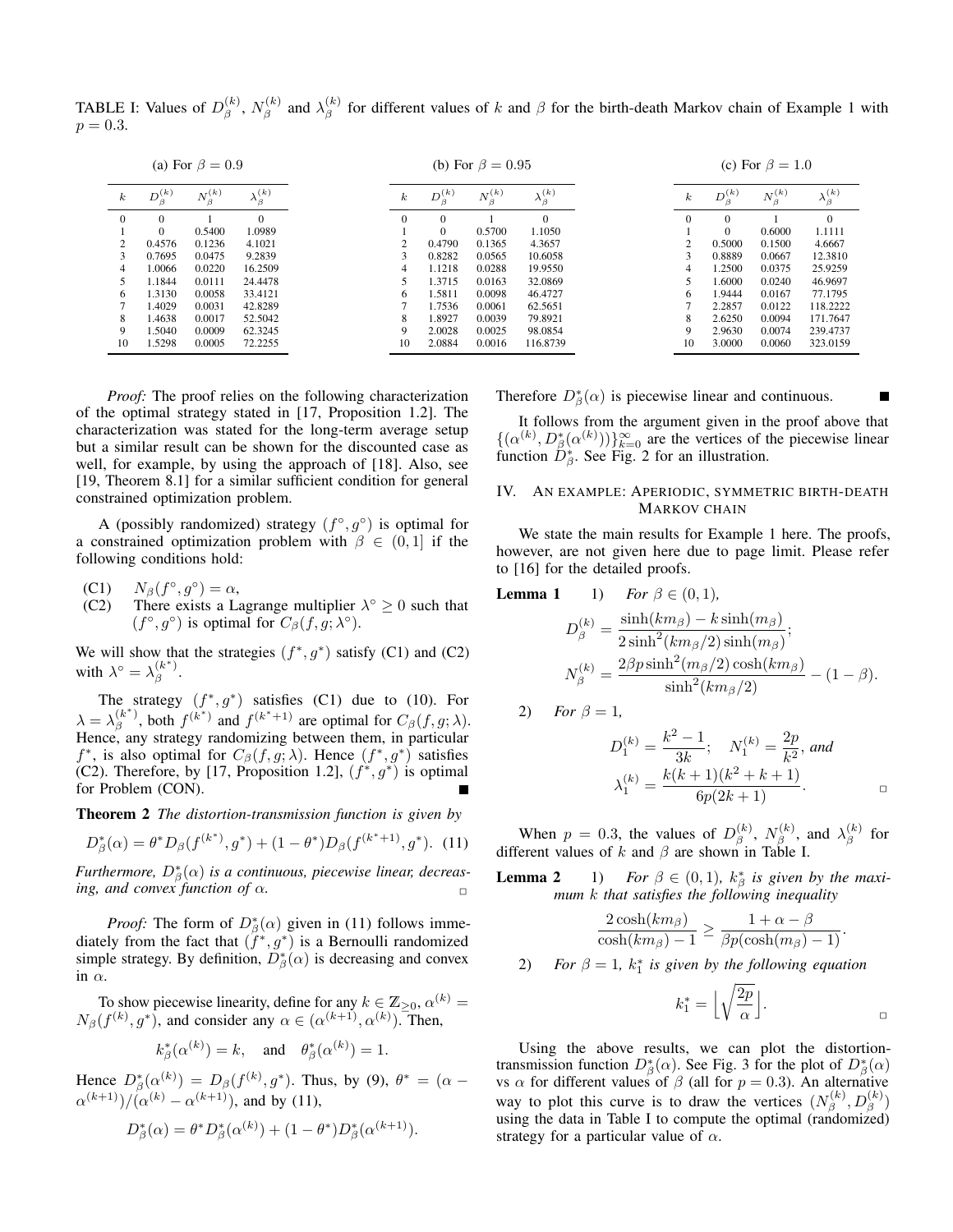TABLE I: Values of $D_\beta^{(k)}$, $N_\beta^{(k)}$ and $\lambda_\beta^{(k)}$ for different values of $k$ and $\beta$ for the birth-death Markov chain of Example 1 with $p = 0.3$.

(a) For $\beta = 0.9$

| $k$ | $D_\beta^{(k)}$ | $N_\beta^{(k)}$ | $\lambda_\beta^{(k)}$ |
|---|---|---|---|
| 0 | 0 | 1 | 0 |
| 1 | 0 | 0.5400 | 1.0989 |
| 2 | 0.4576 | 0.1236 | 4.1021 |
| 3 | 0.7695 | 0.0475 | 9.2839 |
| 4 | 1.0066 | 0.0220 | 16.2509 |
| 5 | 1.1844 | 0.0111 | 24.4478 |
| 6 | 1.3130 | 0.0058 | 33.4121 |
| 7 | 1.4029 | 0.0031 | 42.8289 |
| 8 | 1.4638 | 0.0017 | 52.5042 |
| 9 | 1.5040 | 0.0009 | 62.3245 |
| 10 | 1.5298 | 0.0005 | 72.2255 |

(b) For $\beta = 0.95$

| $k$ | $D_\beta^{(k)}$ | $N_\beta^{(k)}$ | $\lambda_\beta^{(k)}$ |
|---|---|---|---|
| 0 | 0 | 1 | 0 |
| 1 | 0 | 0.5700 | 1.1050 |
| 2 | 0.4790 | 0.1365 | 4.3657 |
| 3 | 0.8282 | 0.0565 | 10.6058 |
| 4 | 1.1218 | 0.0288 | 19.9550 |
| 5 | 1.3715 | 0.0163 | 32.0869 |
| 6 | 1.5811 | 0.0098 | 46.4727 |
| 7 | 1.7536 | 0.0061 | 62.5651 |
| 8 | 1.8927 | 0.0039 | 79.8921 |
| 9 | 2.0028 | 0.0025 | 98.0854 |
| 10 | 2.0884 | 0.0016 | 116.8739 |

(c) For $\beta = 1.0$

| $k$ | $D_\beta^{(k)}$ | $N_\beta^{(k)}$ | $\lambda_\beta^{(k)}$ |
|---|---|---|---|
| 0 | 0 | 1 | 0 |
| 1 | 0 | 0.6000 | 1.1111 |
| 2 | 0.5000 | 0.1500 | 4.6667 |
| 3 | 0.8889 | 0.0667 | 12.3810 |
| 4 | 1.2500 | 0.0375 | 25.9259 |
| 5 | 1.6000 | 0.0240 | 46.9697 |
| 6 | 1.9444 | 0.0167 | 77.1795 |
| 7 | 2.2857 | 0.0122 | 118.2222 |
| 8 | 2.6250 | 0.0094 | 171.7647 |
| 9 | 2.9630 | 0.0074 | 239.4737 |
| 10 | 3.0000 | 0.0060 | 323.0159 |

*Proof:* The proof relies on the following characterization of the optimal strategy stated in [17, Proposition 1.2]. The characterization was stated for the long-term average setup but a similar result can be shown for the discounted case as well, for example, by using the approach of [18]. Also, see [19, Theorem 8.1] for a similar sufficient condition for general constrained optimization problem.

A (possibly randomized) strategy $(f^\circ, g^\circ)$ is optimal for a constrained optimization problem with $\beta \in (0, 1]$ if the following conditions hold:

- (C1) $N_\beta(f^\circ, g^\circ) = \alpha$,
- (C2) There exists a Lagrange multiplier $\lambda^\circ \geq 0$ such that $(f^\circ, g^\circ)$ is optimal for $C_\beta(f, g; \lambda^\circ)$.

We will show that the strategies $(f^*, g^*)$ satisfy (C1) and (C2) with $\lambda^\circ = \lambda_\beta^{(k^*)}$.

The strategy $(f^*, g^*)$ satisfies (C1) due to (10). For $\lambda = \lambda_\beta^{(k^*)}$, both $f^{(k^*)}$ and $f^{(k^*+1)}$ are optimal for $C_\beta(f, g; \lambda)$. Hence, any strategy randomizing between them, in particular $f^*$, is also optimal for $C_\beta(f, g; \lambda)$. Hence $(f^*, g^*)$ satisfies (C2). Therefore, by [17, Proposition 1.2], $(f^*, g^*)$ is optimal for Problem (CON). ∎

**Theorem 2** *The distortion-transmission function is given by*

$$D_\beta^*(\alpha) = \theta^* D_\beta(f^{(k^*)}, g^*) + (1 - \theta^*) D_\beta(f^{(k^*+1)}, g^*). \quad (11)$$

*Furthermore, $D_\beta^*(\alpha)$ is a continuous, piecewise linear, decreasing, and convex function of $\alpha$.* □

*Proof:* The form of $D_\beta^*(\alpha)$ given in (11) follows immediately from the fact that $(f^*, g^*)$ is a Bernoulli randomized simple strategy. By definition, $D_\beta^*(\alpha)$ is decreasing and convex in $\alpha$.

To show piecewise linearity, define for any $k \in \mathbb{Z}_{\geq 0}$, $\alpha^{(k)} = N_\beta(f^{(k)}, g^*)$, and consider any $\alpha \in (\alpha^{(k+1)}, \alpha^{(k)})$. Then,

$$k_\beta^*(\alpha^{(k)}) = k, \quad \text{and} \quad \theta_\beta^*(\alpha^{(k)}) = 1.$$

Hence $D_\beta^*(\alpha^{(k)}) = D_\beta(f^{(k)}, g^*)$. Thus, by (9), $\theta^* = (\alpha - \alpha^{(k+1)})/(\alpha^{(k)} - \alpha^{(k+1)})$, and by (11),

$$D_\beta^*(\alpha) = \theta^* D_\beta^*(\alpha^{(k)}) + (1 - \theta^*) D_\beta^*(\alpha^{(k+1)}).$$

Therefore $D_\beta^*(\alpha)$ is piecewise linear and continuous. ∎

It follows from the argument given in the proof above that $\{(\alpha^{(k)}, D_\beta^*(\alpha^{(k)}))\}_{k=0}^\infty$ are the vertices of the piecewise linear function $D_\beta^*$. See Fig. 2 for an illustration.

## IV. An example: Aperiodic, symmetric birth-death Markov chain

We state the main results for Example 1 here. The proofs, however, are not given here due to page limit. Please refer to [16] for the detailed proofs.

**Lemma 1** 1) *For $\beta \in (0, 1)$,*

$$D_\beta^{(k)} = \frac{\sinh(k m_\beta) - k \sinh(m_\beta)}{2 \sinh^2(k m_\beta / 2) \sinh(m_\beta)};$$

$$N_\beta^{(k)} = \frac{2\beta p \sinh^2(m_\beta/2) \cosh(k m_\beta)}{\sinh^2(k m_\beta/2)} - (1 - \beta).$$

2) *For $\beta = 1$,*

$$D_1^{(k)} = \frac{k^2 - 1}{3k}; \quad N_1^{(k)} = \frac{2p}{k^2}, \textit{ and}$$

$$\lambda_1^{(k)} = \frac{k(k+1)(k^2 + k + 1)}{6p(2k+1)}.$$

□

When $p = 0.3$, the values of $D_\beta^{(k)}$, $N_\beta^{(k)}$, and $\lambda_\beta^{(k)}$ for different values of $k$ and $\beta$ are shown in Table I.

**Lemma 2** 1) *For $\beta \in (0, 1)$, $k_\beta^*$ is given by the maximum $k$ that satisfies the following inequality*

$$\frac{2\cosh(k m_\beta)}{\cosh(k m_\beta) - 1} \geq \frac{1 + \alpha - \beta}{\beta p (\cosh(m_\beta) - 1)}.$$

2) *For $\beta = 1$, $k_1^*$ is given by the following equation*

$$k_1^* = \left\lfloor \sqrt{\frac{2p}{\alpha}} \right\rfloor.$$

□

Using the above results, we can plot the distortion-transmission function $D_\beta^*(\alpha)$. See Fig. 3 for the plot of $D_\beta^*(\alpha)$ vs $\alpha$ for different values of $\beta$ (all for $p = 0.3$). An alternative way to plot this curve is to draw the vertices $(N_\beta^{(k)}, D_\beta^{(k)})$ using the data in Table I to compute the optimal (randomized) strategy for a particular value of $\alpha$.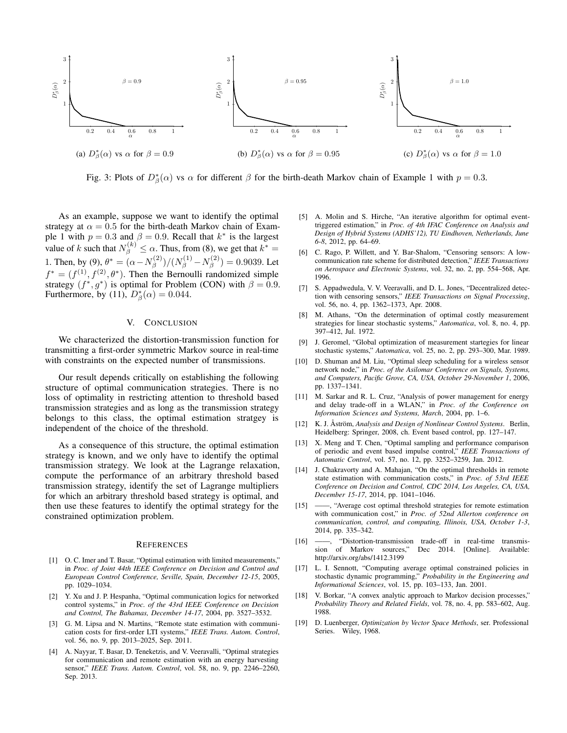3

2

$D^*_\beta(\alpha)$

1

$\beta = 0.9$

0.2 0.4 0.6 0.8 1

$\alpha$

(a) $D^*_\beta(\alpha)$ vs $\alpha$ for $\beta = 0.9$

3

2

$D^*_\beta(\alpha)$

1

$\beta = 0.95$

0.2 0.4 0.6 0.8 1

$\alpha$

(b) $D^*_\beta(\alpha)$ vs $\alpha$ for $\beta = 0.95$

3

2

$D^*_\beta(\alpha)$

1

$\beta = 1.0$

0.2 0.4 0.6 0.8 1

$\alpha$

(c) $D^*_\beta(\alpha)$ vs $\alpha$ for $\beta = 1.0$

Fig. 3: Plots of $D^*_\beta(\alpha)$ vs $\alpha$ for different $\beta$ for the birth-death Markov chain of Example 1 with $p = 0.3$.

As an example, suppose we want to identify the optimal strategy at $\alpha = 0.5$ for the birth-death Markov chain of Example 1 with $p = 0.3$ and $\beta = 0.9$. Recall that $k^*$ is the largest value of $k$ such that $N^{(k)}_\beta \leq \alpha$. Thus, from (8), we get that $k^* = 1$. Then, by (9), $\theta^* = (\alpha - N^{(2)}_\beta)/(N^{(1)}_\beta - N^{(2)}_\beta) = 0.9039$. Let $f^* = (f^{(1)}, f^{(2)}, \theta^*)$. Then the Bernoulli randomized simple strategy $(f^*, g^*)$ is optimal for Problem (CON) with $\beta = 0.9$. Furthermore, by (11), $D^*_\beta(\alpha) = 0.044$.

## V. Conclusion

We characterized the distortion-transmission function for transmitting a first-order symmetric Markov source in real-time with constraints on the expected number of transmissions.

Our result depends critically on establishing the following structure of optimal communication strategies. There is no loss of optimality in restricting attention to threshold based transmission strategies and as long as the transmission strategy belongs to this class, the optimal estimation stratgey is independent of the choice of the threshold.

As a consequence of this structure, the optimal estimation strategy is known, and we only have to identify the optimal transmission strategy. We look at the Lagrange relaxation, compute the performance of an arbitrary threshold based transmission strategy, identify the set of Lagrange multipliers for which an arbitrary threshold based strategy is optimal, and then use these features to identify the optimal strategy for the constrained optimization problem.

## References

[1] O. C. Imer and T. Basar, "Optimal estimation with limited measurements," in *Proc. of Joint 44th IEEE Conference on Decision and Control and European Control Conference, Seville, Spain, December 12-15*, 2005, pp. 1029–1034.

[2] Y. Xu and J. P. Hespanha, "Optimal communication logics for networked control systems," in *Proc. of the 43rd IEEE Conference on Decision and Control, The Bahamas, December 14-17*, 2004, pp. 3527–3532.

[3] G. M. Lipsa and N. Martins, "Remote state estimation with communication costs for first-order LTI systems," *IEEE Trans. Autom. Control*, vol. 56, no. 9, pp. 2013–2025, Sep. 2011.

[4] A. Nayyar, T. Basar, D. Teneketzis, and V. Veeravalli, "Optimal strategies for communication and remote estimation with an energy harvesting sensor," *IEEE Trans. Autom. Control*, vol. 58, no. 9, pp. 2246–2260, Sep. 2013.

[5] A. Molin and S. Hirche, "An iterative algorithm for optimal event-triggered estimation," in *Proc. of 4th IFAC Conference on Analysis and Design of Hybrid Systems (ADHS'12), TU Eindhoven, Netherlands, June 6-8*, 2012, pp. 64–69.

[6] C. Rago, P. Willett, and Y. Bar-Shalom, "Censoring sensors: A low-communication rate scheme for distributed detection," *IEEE Transactions on Aerospace and Electronic Systems*, vol. 32, no. 2, pp. 554–568, Apr. 1996.

[7] S. Appadwedula, V. V. Veeravalli, and D. L. Jones, "Decentralized detection with censoring sensors," *IEEE Transactions on Signal Processing*, vol. 56, no. 4, pp. 1362–1373, Apr. 2008.

[8] M. Athans, "On the determination of optimal costly measurement strategies for linear stochastic systems," *Automatica*, vol. 8, no. 4, pp. 397–412, Jul. 1972.

[9] J. Geromel, "Global optimization of measurement startegies for linear stochastic systems," *Automatica*, vol. 25, no. 2, pp. 293–300, Mar. 1989.

[10] D. Shuman and M. Liu, "Optimal sleep scheduling for a wireless sensor network node," in *Proc. of the Asilomar Conference on Signals, Systems, and Computers, Pacific Grove, CA, USA, October 29-November 1*, 2006, pp. 1337–1341.

[11] M. Sarkar and R. L. Cruz, "Analysis of power management for energy and delay trade-off in a WLAN," in *Proc. of the Conference on Information Sciences and Systems, March*, 2004, pp. 1–6.

[12] K. J. Åström, *Analysis and Design of Nonlinear Control Systems*. Berlin, Heidelberg: Springer, 2008, ch. Event based control, pp. 127–147.

[13] X. Meng and T. Chen, "Optimal sampling and performance comparison of periodic and event based impulse control," *IEEE Transactions of Automatic Control*, vol. 57, no. 12, pp. 3252–3259, Jan. 2012.

[14] J. Chakravorty and A. Mahajan, "On the optimal thresholds in remote state estimation with communication costs," in *Proc. of 53rd IEEE Conference on Decision and Control, CDC 2014, Los Angeles, CA, USA, December 15-17*, 2014, pp. 1041–1046.

[15] ——, "Average cost optimal threshold strategies for remote estimation with communication cost," in *Proc. of 52nd Allerton conference on communication, control, and computing, Illinois, USA, October 1-3*, 2014, pp. 335–342.

[16] ——, "Distortion-transmission trade-off in real-time transmission of Markov sources," Dec 2014. [Online]. Available: http://arxiv.org/abs/1412.3199

[17] L. I. Sennott, "Computing average optimal constrained policies in stochastic dynamic programming," *Probability in the Engineering and Informational Sciences*, vol. 15, pp. 103–133, Jan. 2001.

[18] V. Borkar, "A convex analytic approach to Markov decision processes," *Probability Theory and Related Fields*, vol. 78, no. 4, pp. 583–602, Aug. 1988.

[19] D. Luenberger, *Optimization by Vector Space Methods*, ser. Professional Series. Wiley, 1968.